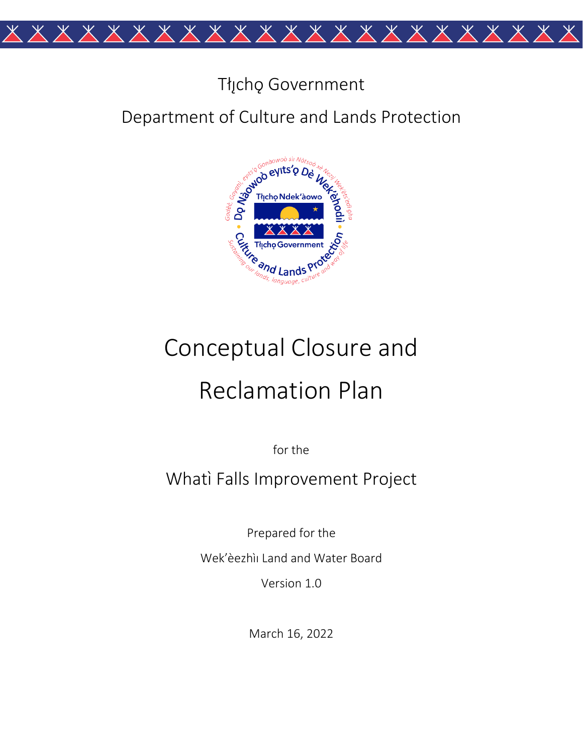Tłı̨chǫ Government

Department of Culture and Lands Protection

# Conceptual Closure and Reclamation Plan

for the

## Whatì Falls Improvement Project

Prepared for the

Wek'èezhìı Land and Water Board

Version 1.0

March 16, 2022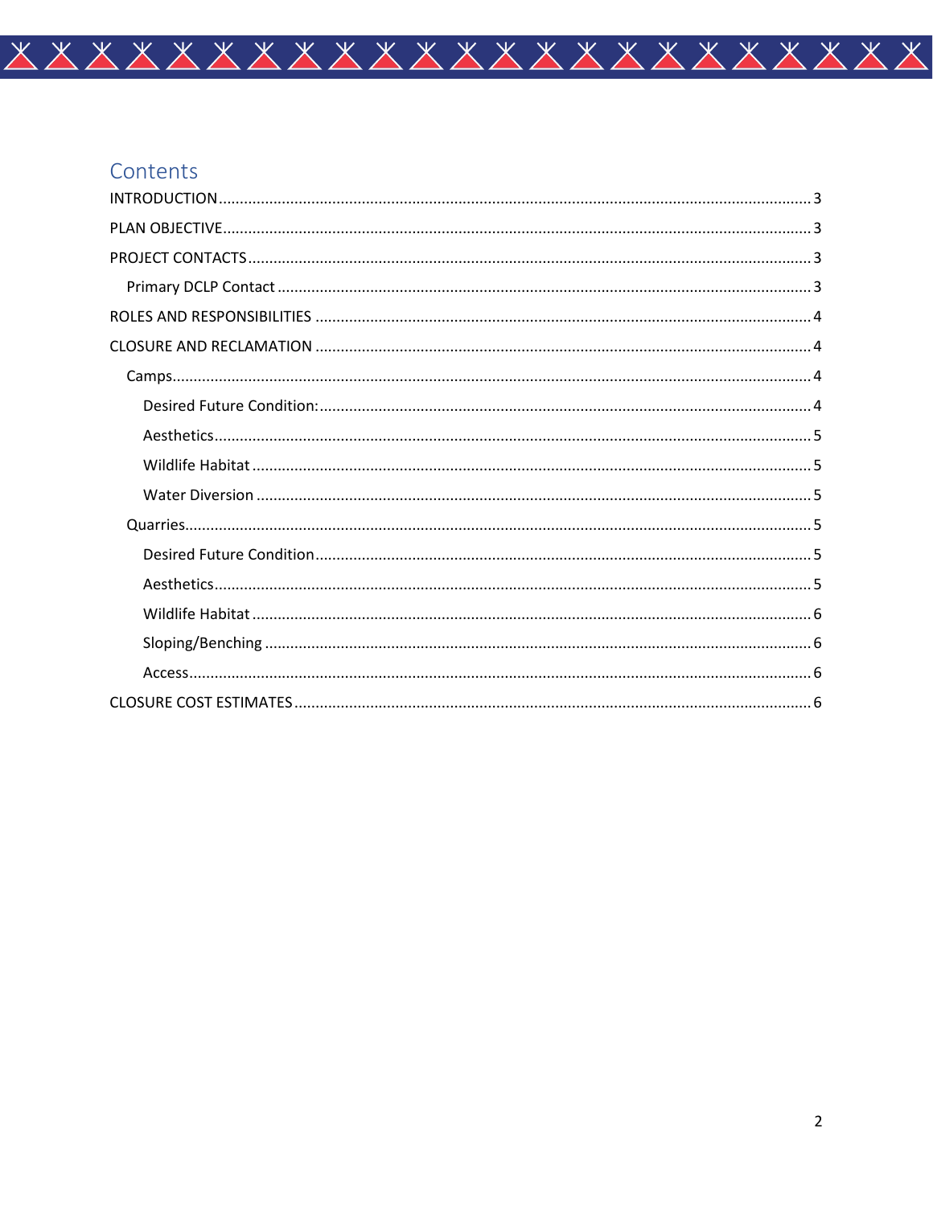# Contents

INTRODUCTION ........................................................................ 3

PLAN OBJECTIVE ........................................................................ 3

PROJECT CONTACTS ........................................................................ 3

- Primary DCLP Contact ........................................................................ 3

ROLES AND RESPONSIBILITIES ........................................................................ 4

CLOSURE AND RECLAMATION ........................................................................ 4

- Camps ........................................................................ 4
  - Desired Future Condition: ........................................................................ 4
  - Aesthetics ........................................................................ 5
  - Wildlife Habitat ........................................................................ 5
  - Water Diversion ........................................................................ 5
- Quarries ........................................................................ 5
  - Desired Future Condition ........................................................................ 5
  - Aesthetics ........................................................................ 5
  - Wildlife Habitat ........................................................................ 6
  - Sloping/Benching ........................................................................ 6
  - Access ........................................................................ 6

CLOSURE COST ESTIMATES ........................................................................ 6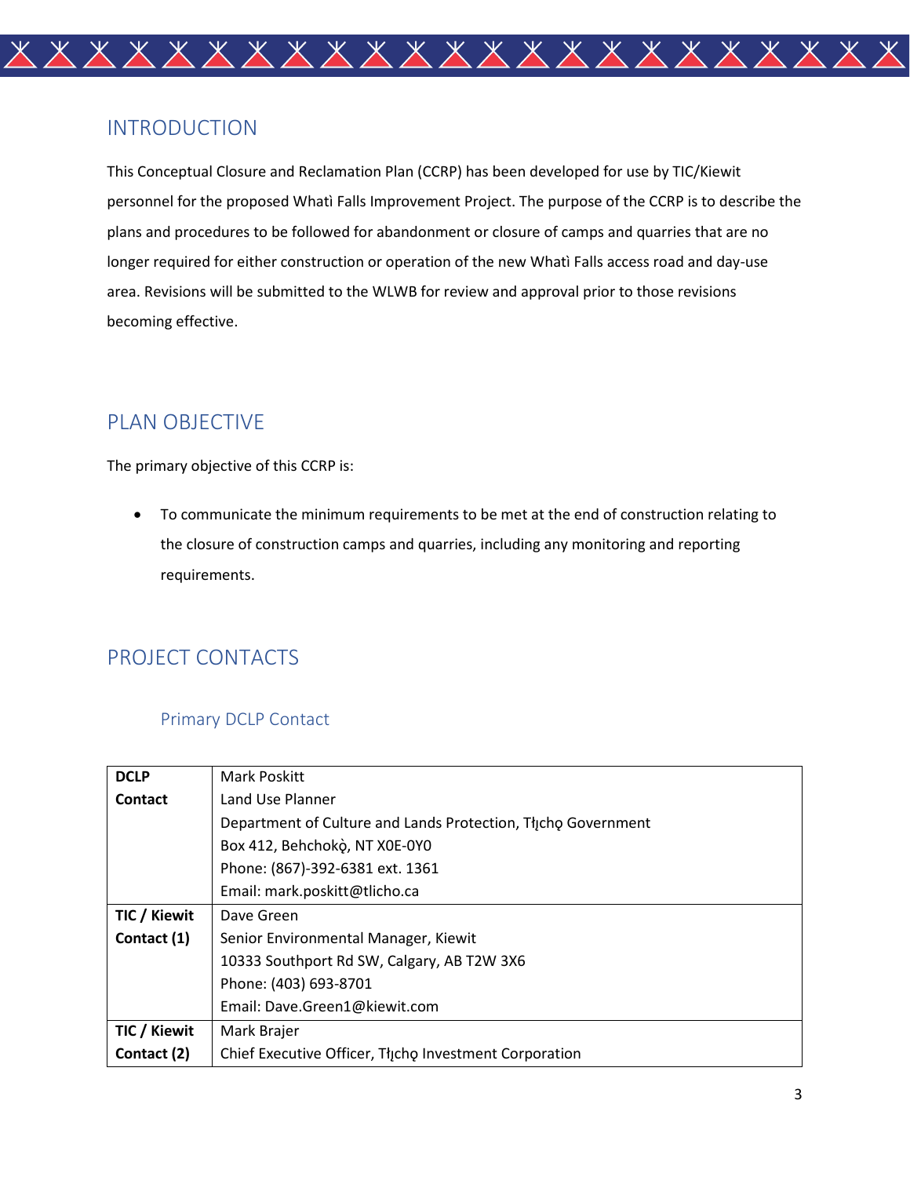## INTRODUCTION

This Conceptual Closure and Reclamation Plan (CCRP) has been developed for use by TIC/Kiewit personnel for the proposed Whatì Falls Improvement Project. The purpose of the CCRP is to describe the plans and procedures to be followed for abandonment or closure of camps and quarries that are no longer required for either construction or operation of the new Whatì Falls access road and day-use area. Revisions will be submitted to the WLWB for review and approval prior to those revisions becoming effective.

## PLAN OBJECTIVE

The primary objective of this CCRP is:

- To communicate the minimum requirements to be met at the end of construction relating to the closure of construction camps and quarries, including any monitoring and reporting requirements.

## PROJECT CONTACTS

### Primary DCLP Contact

| | |
|---|---|
| **DCLP Contact** | Mark Poskitt<br>Land Use Planner<br>Department of Culture and Lands Protection, Tłı̨chǫ Government<br>Box 412, Behchokǫ̀, NT X0E-0Y0<br>Phone: (867)-392-6381 ext. 1361<br>Email: mark.poskitt@tlicho.ca |
| **TIC / Kiewit Contact (1)** | Dave Green<br>Senior Environmental Manager, Kiewit<br>10333 Southport Rd SW, Calgary, AB T2W 3X6<br>Phone: (403) 693-8701<br>Email: Dave.Green1@kiewit.com |
| **TIC / Kiewit Contact (2)** | Mark Brajer<br>Chief Executive Officer, Tłı̨chǫ Investment Corporation |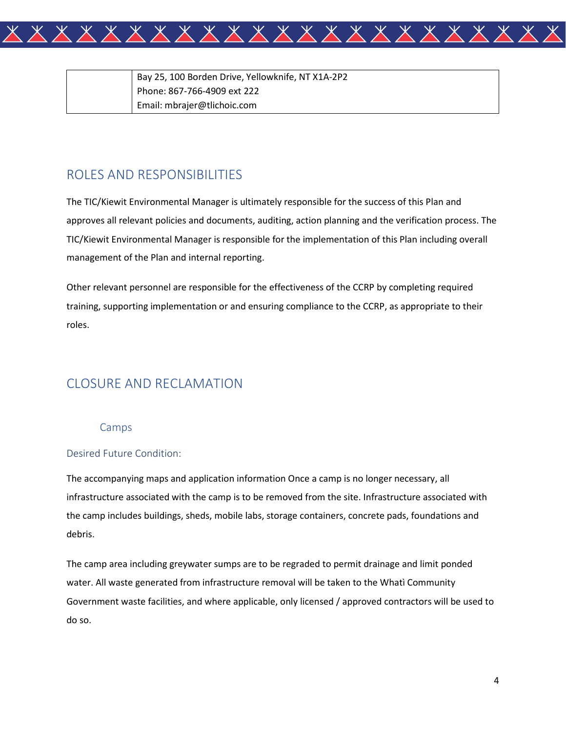|  | Bay 25, 100 Borden Drive, Yellowknife, NT X1A-2P2<br>Phone: 867-766-4909 ext 222<br>Email: mbrajer@tlichoic.com |
|---|---|

## ROLES AND RESPONSIBILITIES

The TIC/Kiewit Environmental Manager is ultimately responsible for the success of this Plan and approves all relevant policies and documents, auditing, action planning and the verification process. The TIC/Kiewit Environmental Manager is responsible for the implementation of this Plan including overall management of the Plan and internal reporting.

Other relevant personnel are responsible for the effectiveness of the CCRP by completing required training, supporting implementation or and ensuring compliance to the CCRP, as appropriate to their roles.

## CLOSURE AND RECLAMATION

### Camps

#### Desired Future Condition:

The accompanying maps and application information Once a camp is no longer necessary, all infrastructure associated with the camp is to be removed from the site. Infrastructure associated with the camp includes buildings, sheds, mobile labs, storage containers, concrete pads, foundations and debris.

The camp area including greywater sumps are to be regraded to permit drainage and limit ponded water. All waste generated from infrastructure removal will be taken to the Whatì Community Government waste facilities, and where applicable, only licensed / approved contractors will be used to do so.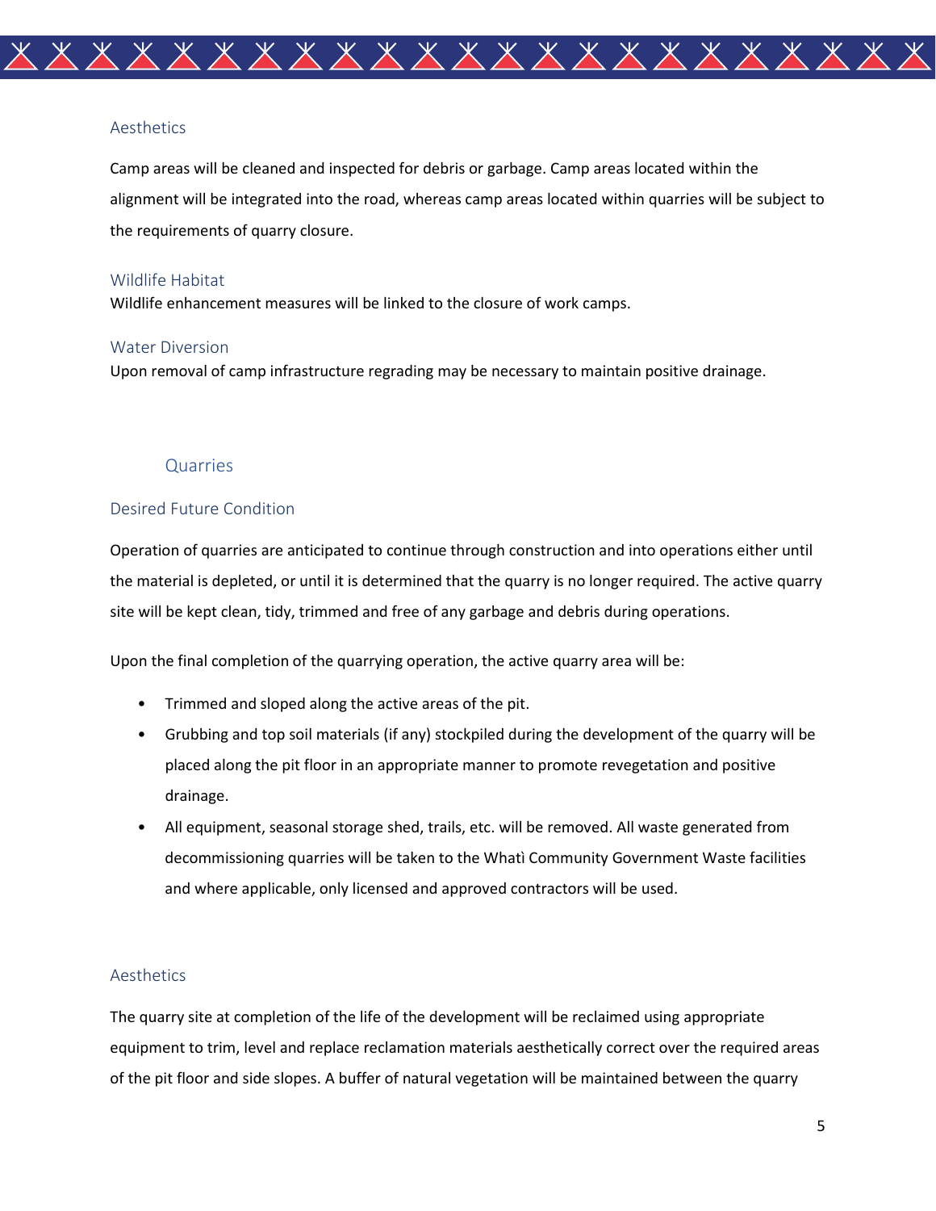### Aesthetics

Camp areas will be cleaned and inspected for debris or garbage. Camp areas located within the alignment will be integrated into the road, whereas camp areas located within quarries will be subject to the requirements of quarry closure.

### Wildlife Habitat

Wildlife enhancement measures will be linked to the closure of work camps.

### Water Diversion

Upon removal of camp infrastructure regrading may be necessary to maintain positive drainage.

## Quarries

### Desired Future Condition

Operation of quarries are anticipated to continue through construction and into operations either until the material is depleted, or until it is determined that the quarry is no longer required. The active quarry site will be kept clean, tidy, trimmed and free of any garbage and debris during operations.

Upon the final completion of the quarrying operation, the active quarry area will be:

- Trimmed and sloped along the active areas of the pit.
- Grubbing and top soil materials (if any) stockpiled during the development of the quarry will be placed along the pit floor in an appropriate manner to promote revegetation and positive drainage.
- All equipment, seasonal storage shed, trails, etc. will be removed. All waste generated from decommissioning quarries will be taken to the Whatì Community Government Waste facilities and where applicable, only licensed and approved contractors will be used.

### Aesthetics

The quarry site at completion of the life of the development will be reclaimed using appropriate equipment to trim, level and replace reclamation materials aesthetically correct over the required areas of the pit floor and side slopes. A buffer of natural vegetation will be maintained between the quarry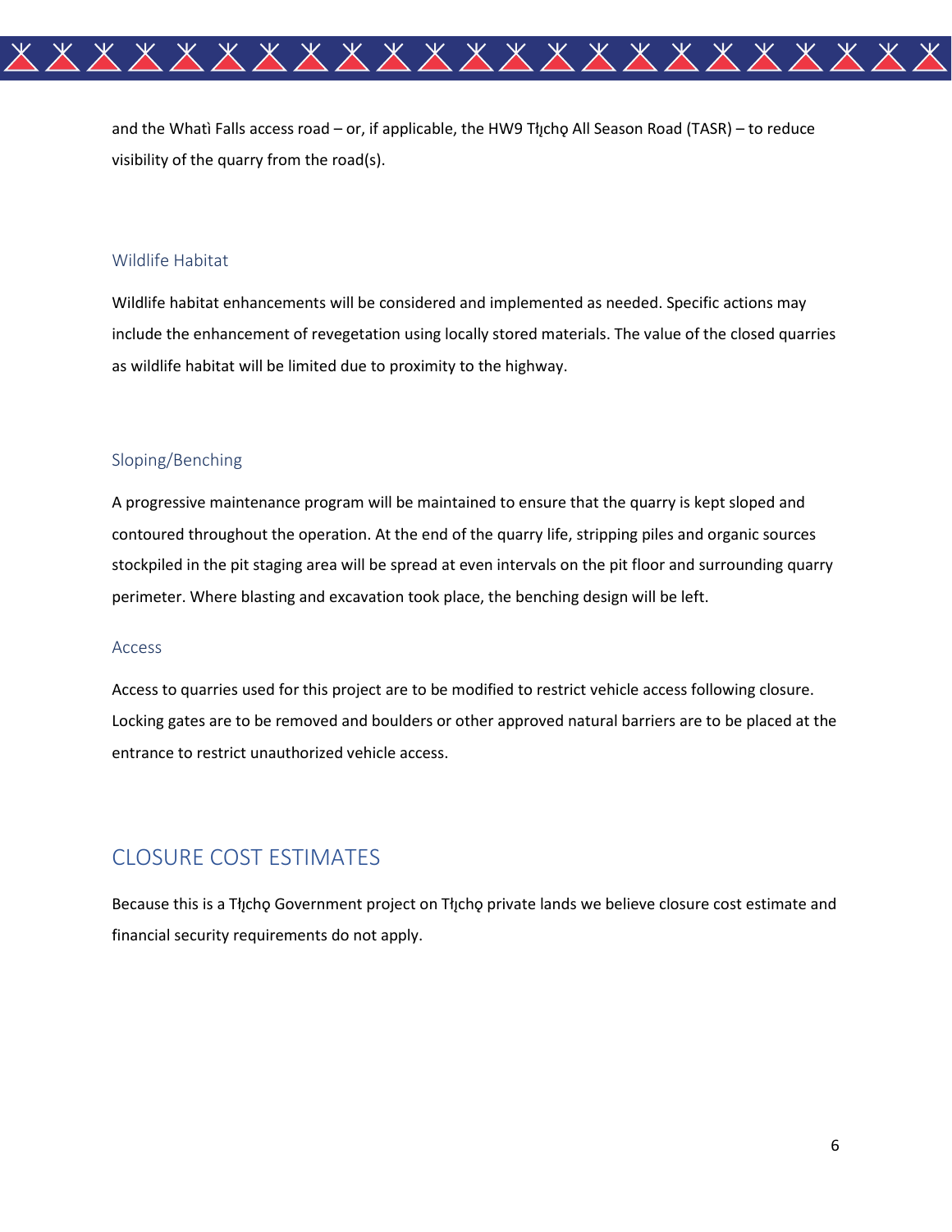and the Whatì Falls access road – or, if applicable, the HW9 Tłı̨chǫ All Season Road (TASR) – to reduce visibility of the quarry from the road(s).

### Wildlife Habitat

Wildlife habitat enhancements will be considered and implemented as needed. Specific actions may include the enhancement of revegetation using locally stored materials. The value of the closed quarries as wildlife habitat will be limited due to proximity to the highway.

### Sloping/Benching

A progressive maintenance program will be maintained to ensure that the quarry is kept sloped and contoured throughout the operation. At the end of the quarry life, stripping piles and organic sources stockpiled in the pit staging area will be spread at even intervals on the pit floor and surrounding quarry perimeter. Where blasting and excavation took place, the benching design will be left.

### Access

Access to quarries used for this project are to be modified to restrict vehicle access following closure. Locking gates are to be removed and boulders or other approved natural barriers are to be placed at the entrance to restrict unauthorized vehicle access.

## CLOSURE COST ESTIMATES

Because this is a Tłı̨chǫ Government project on Tłı̨chǫ private lands we believe closure cost estimate and financial security requirements do not apply.